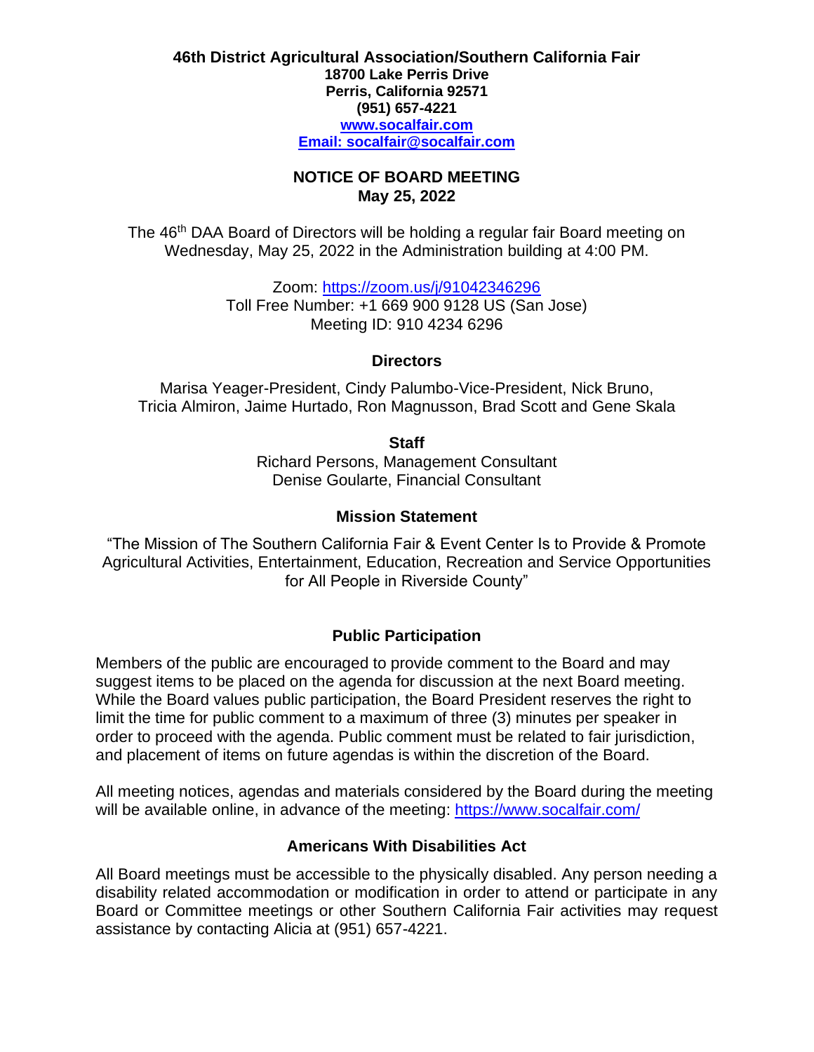**46th District Agricultural Association/Southern California Fair**
**18700 Lake Perris Drive**
**Perris, California 92571**
**(951) 657-4221**
**[www.socalfair.com](www.socalfair.com)**
**[Email: socalfair@socalfair.com](mailto:socalfair@socalfair.com)**

## NOTICE OF BOARD MEETING
## May 25, 2022

The 46th DAA Board of Directors will be holding a regular fair Board meeting on Wednesday, May 25, 2022 in the Administration building at 4:00 PM.

Zoom: [https://zoom.us/j/91042346296](https://zoom.us/j/91042346296)
Toll Free Number: +1 669 900 9128 US (San Jose)
Meeting ID: 910 4234 6296

### Directors

Marisa Yeager-President, Cindy Palumbo-Vice-President, Nick Bruno, Tricia Almiron, Jaime Hurtado, Ron Magnusson, Brad Scott and Gene Skala

### Staff

Richard Persons, Management Consultant
Denise Goularte, Financial Consultant

### Mission Statement

"The Mission of The Southern California Fair & Event Center Is to Provide & Promote Agricultural Activities, Entertainment, Education, Recreation and Service Opportunities for All People in Riverside County"

### Public Participation

Members of the public are encouraged to provide comment to the Board and may suggest items to be placed on the agenda for discussion at the next Board meeting. While the Board values public participation, the Board President reserves the right to limit the time for public comment to a maximum of three (3) minutes per speaker in order to proceed with the agenda. Public comment must be related to fair jurisdiction, and placement of items on future agendas is within the discretion of the Board.

All meeting notices, agendas and materials considered by the Board during the meeting will be available online, in advance of the meeting: [https://www.socalfair.com/](https://www.socalfair.com/)

### Americans With Disabilities Act

All Board meetings must be accessible to the physically disabled. Any person needing a disability related accommodation or modification in order to attend or participate in any Board or Committee meetings or other Southern California Fair activities may request assistance by contacting Alicia at (951) 657-4221.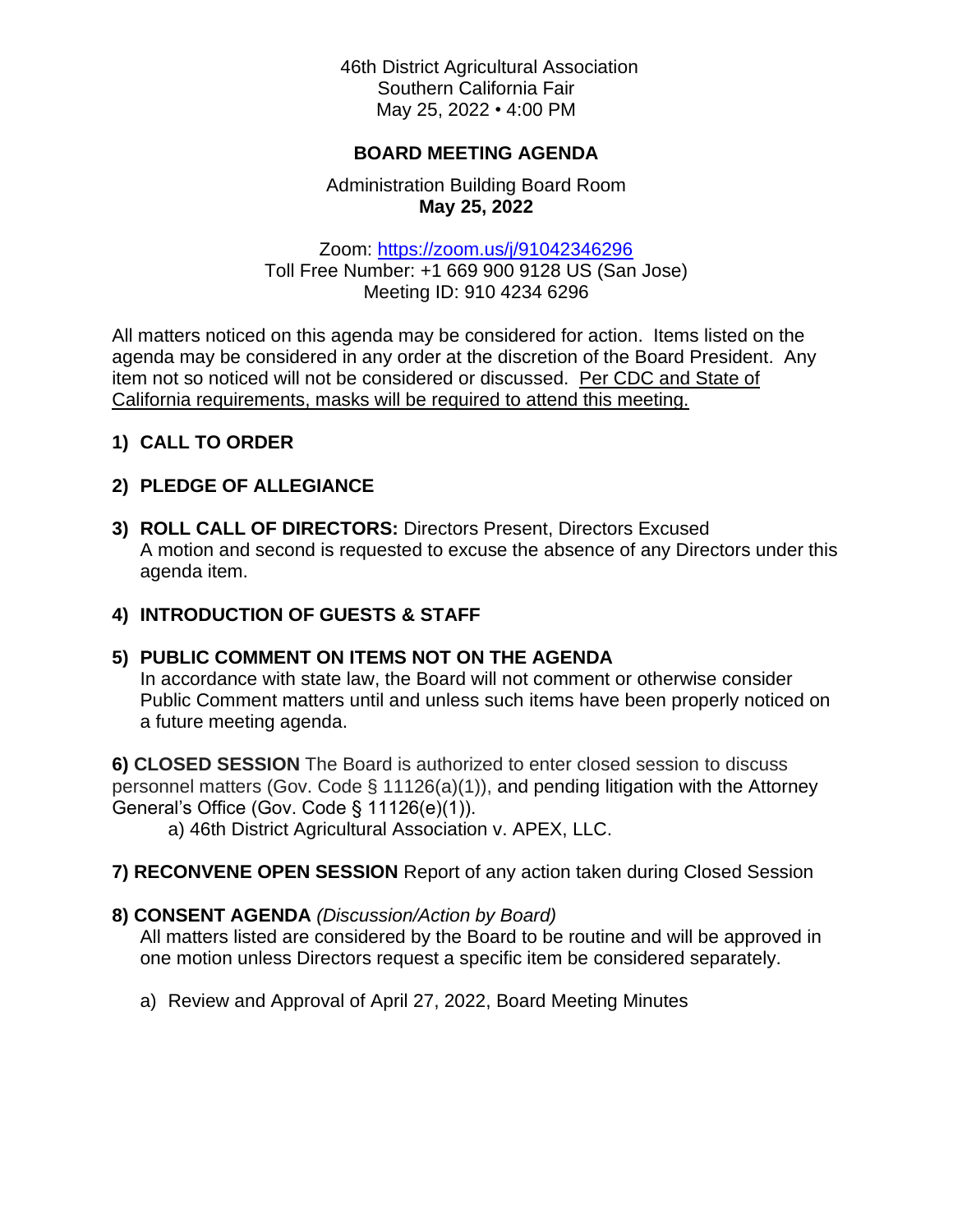46th District Agricultural Association
Southern California Fair
May 25, 2022 • 4:00 PM

**BOARD MEETING AGENDA**

Administration Building Board Room
**May 25, 2022**

Zoom: https://zoom.us/j/91042346296
Toll Free Number: +1 669 900 9128 US (San Jose)
Meeting ID: 910 4234 6296

All matters noticed on this agenda may be considered for action. Items listed on the agenda may be considered in any order at the discretion of the Board President. Any item not so noticed will not be considered or discussed. Per CDC and State of California requirements, masks will be required to attend this meeting.

**1) CALL TO ORDER**

**2) PLEDGE OF ALLEGIANCE**

**3) ROLL CALL OF DIRECTORS:** Directors Present, Directors Excused
A motion and second is requested to excuse the absence of any Directors under this agenda item.

**4) INTRODUCTION OF GUESTS & STAFF**

**5) PUBLIC COMMENT ON ITEMS NOT ON THE AGENDA**
In accordance with state law, the Board will not comment or otherwise consider Public Comment matters until and unless such items have been properly noticed on a future meeting agenda.

**6) CLOSED SESSION** The Board is authorized to enter closed session to discuss personnel matters (Gov. Code § 11126(a)(1)), and pending litigation with the Attorney General's Office (Gov. Code § 11126(e)(1)).

a) 46th District Agricultural Association v. APEX, LLC.

**7) RECONVENE OPEN SESSION** Report of any action taken during Closed Session

**8) CONSENT AGENDA** *(Discussion/Action by Board)*
All matters listed are considered by the Board to be routine and will be approved in one motion unless Directors request a specific item be considered separately.

a) Review and Approval of April 27, 2022, Board Meeting Minutes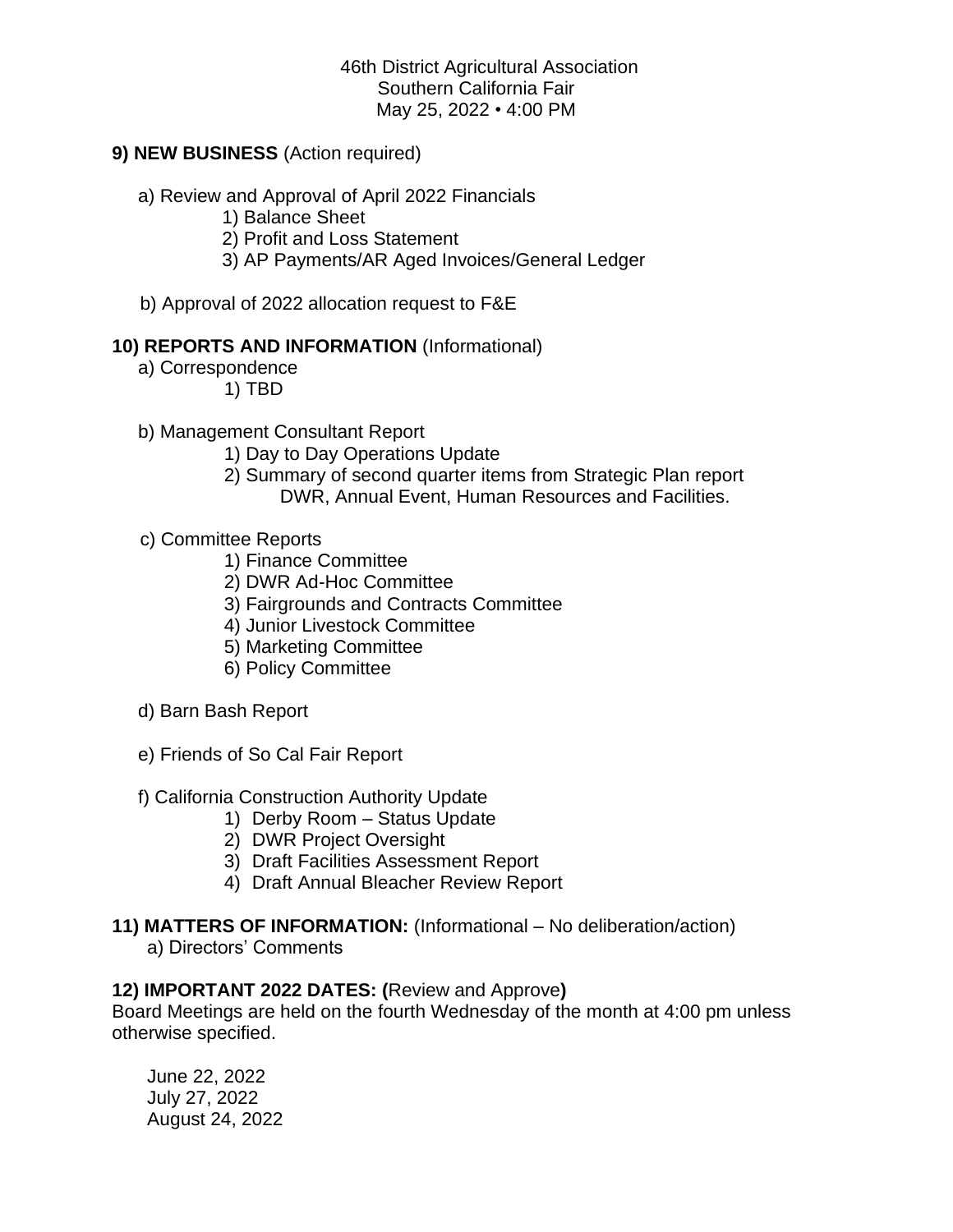46th District Agricultural Association
Southern California Fair
May 25, 2022 • 4:00 PM

**9) NEW BUSINESS** (Action required)

a) Review and Approval of April 2022 Financials
   1) Balance Sheet
   2) Profit and Loss Statement
   3) AP Payments/AR Aged Invoices/General Ledger

b) Approval of 2022 allocation request to F&E

**10) REPORTS AND INFORMATION** (Informational)

a) Correspondence
   1) TBD

b) Management Consultant Report
   1) Day to Day Operations Update
   2) Summary of second quarter items from Strategic Plan report
      DWR, Annual Event, Human Resources and Facilities.

c) Committee Reports
   1) Finance Committee
   2) DWR Ad-Hoc Committee
   3) Fairgrounds and Contracts Committee
   4) Junior Livestock Committee
   5) Marketing Committee
   6) Policy Committee

d) Barn Bash Report

e) Friends of So Cal Fair Report

f) California Construction Authority Update
   1) Derby Room – Status Update
   2) DWR Project Oversight
   3) Draft Facilities Assessment Report
   4) Draft Annual Bleacher Review Report

**11) MATTERS OF INFORMATION:** (Informational – No deliberation/action)

a) Directors' Comments

**12) IMPORTANT 2022 DATES: (**Review and Approve**)**

Board Meetings are held on the fourth Wednesday of the month at 4:00 pm unless otherwise specified.

June 22, 2022
July 27, 2022
August 24, 2022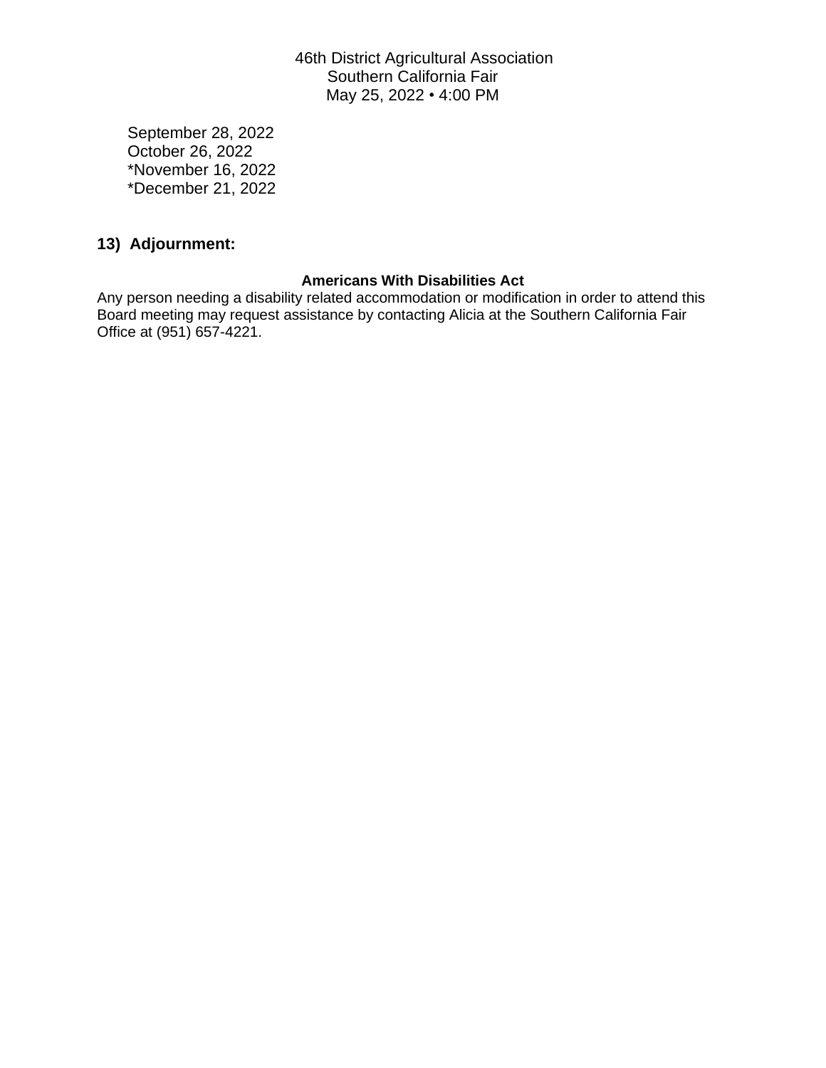September 28, 2022
October 26, 2022
*November 16, 2022
*December 21, 2022

## 13) Adjournment:

**Americans With Disabilities Act**

Any person needing a disability related accommodation or modification in order to attend this Board meeting may request assistance by contacting Alicia at the Southern California Fair Office at (951) 657-4221.